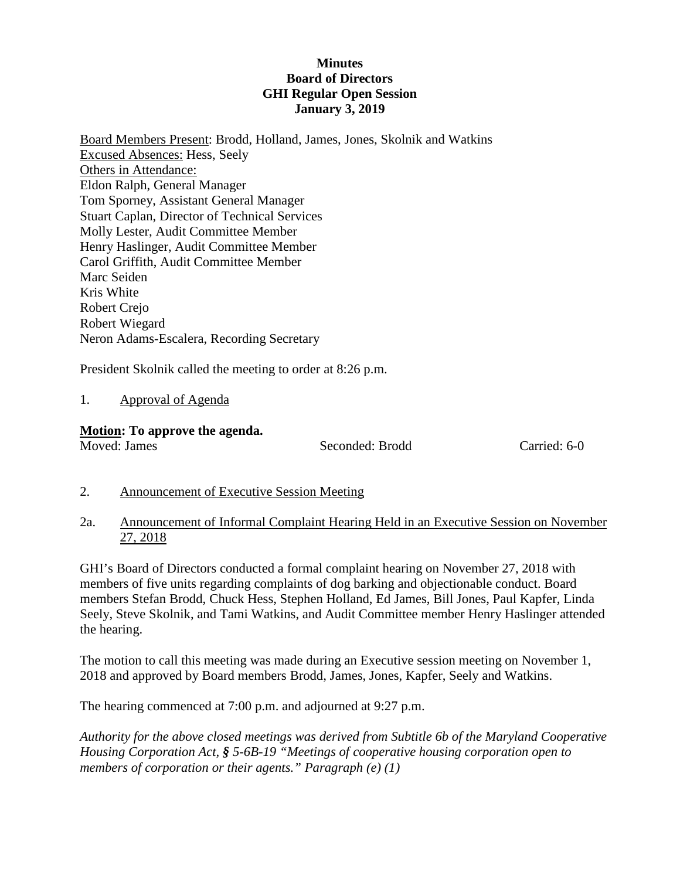# Minutes
## Board of Directors
## GHI Regular Open Session
## January 3, 2019

Board Members Present: Brodd, Holland, James, Jones, Skolnik and Watkins
Excused Absences: Hess, Seely
Others in Attendance:
Eldon Ralph, General Manager
Tom Sporney, Assistant General Manager
Stuart Caplan, Director of Technical Services
Molly Lester, Audit Committee Member
Henry Haslinger, Audit Committee Member
Carol Griffith, Audit Committee Member
Marc Seiden
Kris White
Robert Crejo
Robert Wiegard
Neron Adams-Escalera, Recording Secretary

President Skolnik called the meeting to order at 8:26 p.m.

1. Approval of Agenda

**Motion: To approve the agenda.**

| Moved: James | Seconded: Brodd | Carried: 6-0 |
|---|---|---|

2. Announcement of Executive Session Meeting

2a. Announcement of Informal Complaint Hearing Held in an Executive Session on November 27, 2018

GHI's Board of Directors conducted a formal complaint hearing on November 27, 2018 with members of five units regarding complaints of dog barking and objectionable conduct. Board members Stefan Brodd, Chuck Hess, Stephen Holland, Ed James, Bill Jones, Paul Kapfer, Linda Seely, Steve Skolnik, and Tami Watkins, and Audit Committee member Henry Haslinger attended the hearing.

The motion to call this meeting was made during an Executive session meeting on November 1, 2018 and approved by Board members Brodd, James, Jones, Kapfer, Seely and Watkins.

The hearing commenced at 7:00 p.m. and adjourned at 9:27 p.m.

*Authority for the above closed meetings was derived from Subtitle 6b of the Maryland Cooperative Housing Corporation Act, § 5-6B-19 "Meetings of cooperative housing corporation open to members of corporation or their agents." Paragraph (e) (1)*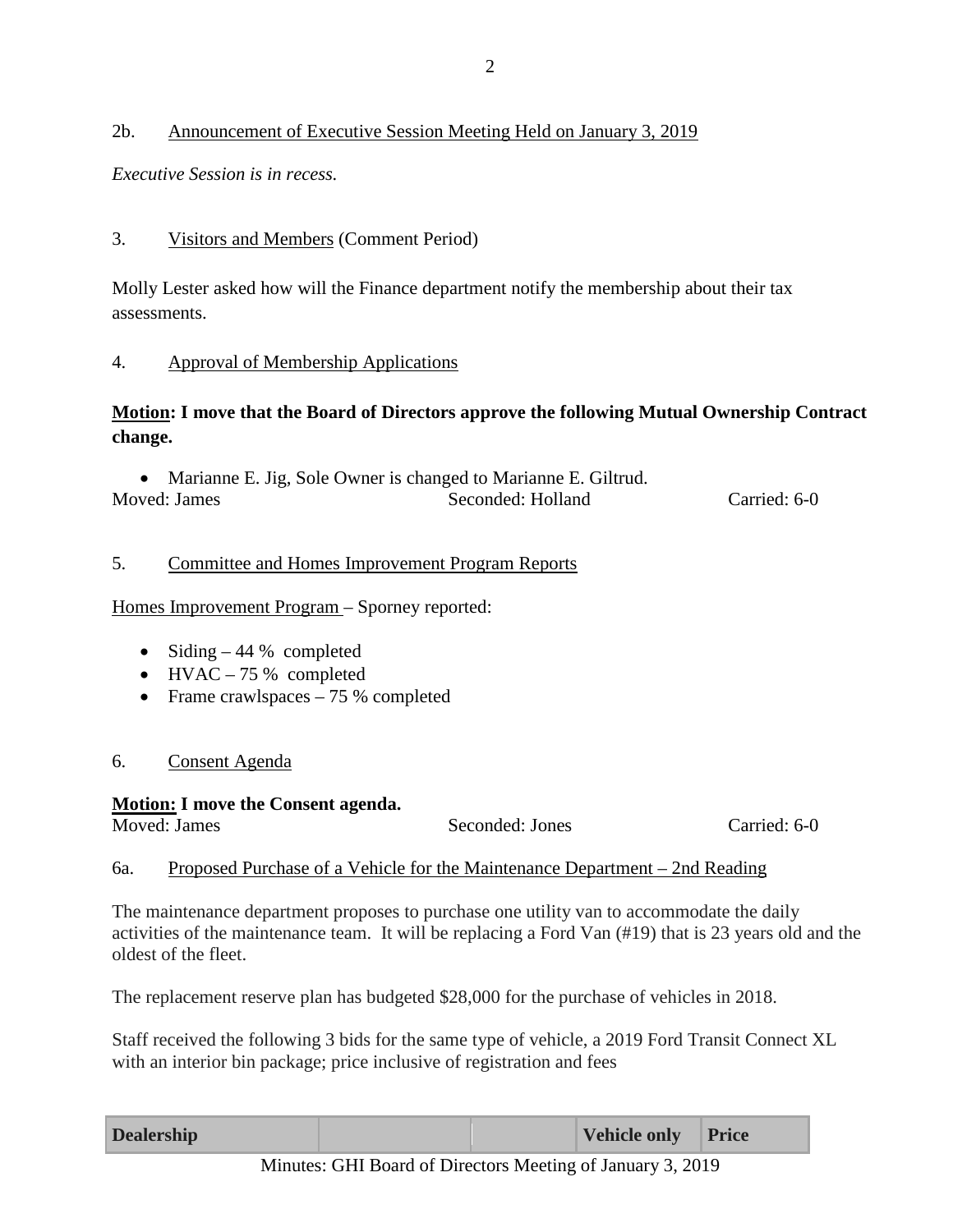2b. Announcement of Executive Session Meeting Held on January 3, 2019

*Executive Session is in recess.*

3. Visitors and Members (Comment Period)

Molly Lester asked how will the Finance department notify the membership about their tax assessments.

4. Approval of Membership Applications

**Motion: I move that the Board of Directors approve the following Mutual Ownership Contract change.**

- Marianne E. Jig, Sole Owner is changed to Marianne E. Giltrud.

Moved: James Seconded: Holland Carried: 6-0

5. Committee and Homes Improvement Program Reports

Homes Improvement Program – Sporney reported:

- Siding – 44 % completed
- HVAC – 75 % completed
- Frame crawlspaces – 75 % completed

6. Consent Agenda

**Motion: I move the Consent agenda.**

Moved: James Seconded: Jones Carried: 6-0

6a. Proposed Purchase of a Vehicle for the Maintenance Department – 2nd Reading

The maintenance department proposes to purchase one utility van to accommodate the daily activities of the maintenance team. It will be replacing a Ford Van (#19) that is 23 years old and the oldest of the fleet.

The replacement reserve plan has budgeted $28,000 for the purchase of vehicles in 2018.

Staff received the following 3 bids for the same type of vehicle, a 2019 Ford Transit Connect XL with an interior bin package; price inclusive of registration and fees

| Dealership | | | Vehicle only | Price |
| --- | --- | --- | --- | --- |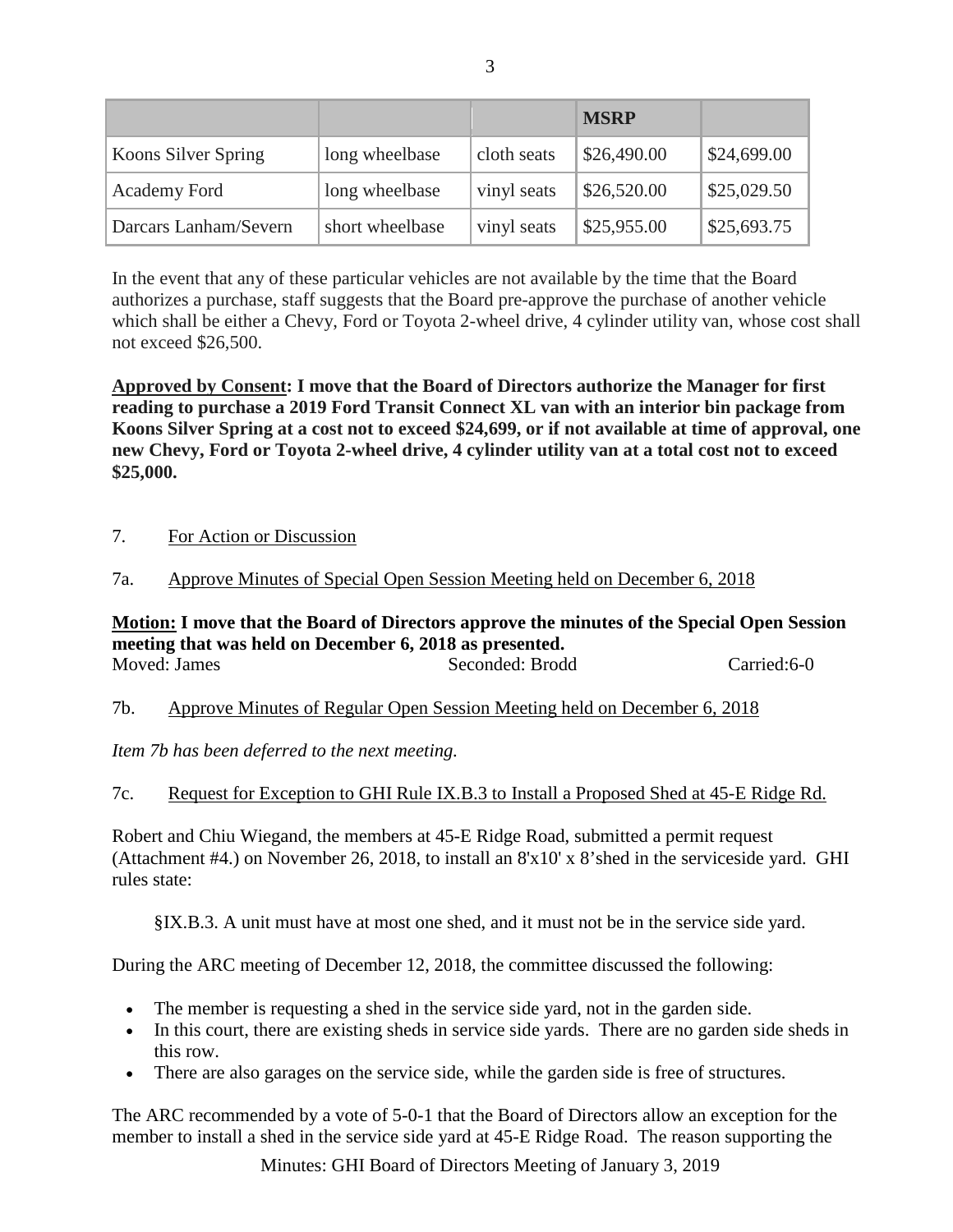| | | | MSRP | |
|---|---|---|---|---|
| Koons Silver Spring | long wheelbase | cloth seats | $26,490.00 | $24,699.00 |
| Academy Ford | long wheelbase | vinyl seats | $26,520.00 | $25,029.50 |
| Darcars Lanham/Severn | short wheelbase | vinyl seats | $25,955.00 | $25,693.75 |

In the event that any of these particular vehicles are not available by the time that the Board authorizes a purchase, staff suggests that the Board pre-approve the purchase of another vehicle which shall be either a Chevy, Ford or Toyota 2-wheel drive, 4 cylinder utility van, whose cost shall not exceed $26,500.

**<u>Approved by Consent</u>: I move that the Board of Directors authorize the Manager for first reading to purchase a 2019 Ford Transit Connect XL van with an interior bin package from Koons Silver Spring at a cost not to exceed $24,699, or if not available at time of approval, one new Chevy, Ford or Toyota 2-wheel drive, 4 cylinder utility van at a total cost not to exceed $25,000.**

7. <u>For Action or Discussion</u>

7a. <u>Approve Minutes of Special Open Session Meeting held on December 6, 2018</u>

**<u>Motion:</u> I move that the Board of Directors approve the minutes of the Special Open Session meeting that was held on December 6, 2018 as presented.**

Moved: James Seconded: Brodd Carried:6-0

7b. <u>Approve Minutes of Regular Open Session Meeting held on December 6, 2018</u>

*Item 7b has been deferred to the next meeting.*

7c. <u>Request for Exception to GHI Rule IX.B.3 to Install a Proposed Shed at 45-E Ridge Rd.</u>

Robert and Chiu Wiegand, the members at 45-E Ridge Road, submitted a permit request (Attachment #4.) on November 26, 2018, to install an 8'x10' x 8'shed in the serviceside yard. GHI rules state:

> §IX.B.3. A unit must have at most one shed, and it must not be in the service side yard.

During the ARC meeting of December 12, 2018, the committee discussed the following:

- The member is requesting a shed in the service side yard, not in the garden side.
- In this court, there are existing sheds in service side yards. There are no garden side sheds in this row.
- There are also garages on the service side, while the garden side is free of structures.

The ARC recommended by a vote of 5-0-1 that the Board of Directors allow an exception for the member to install a shed in the service side yard at 45-E Ridge Road. The reason supporting the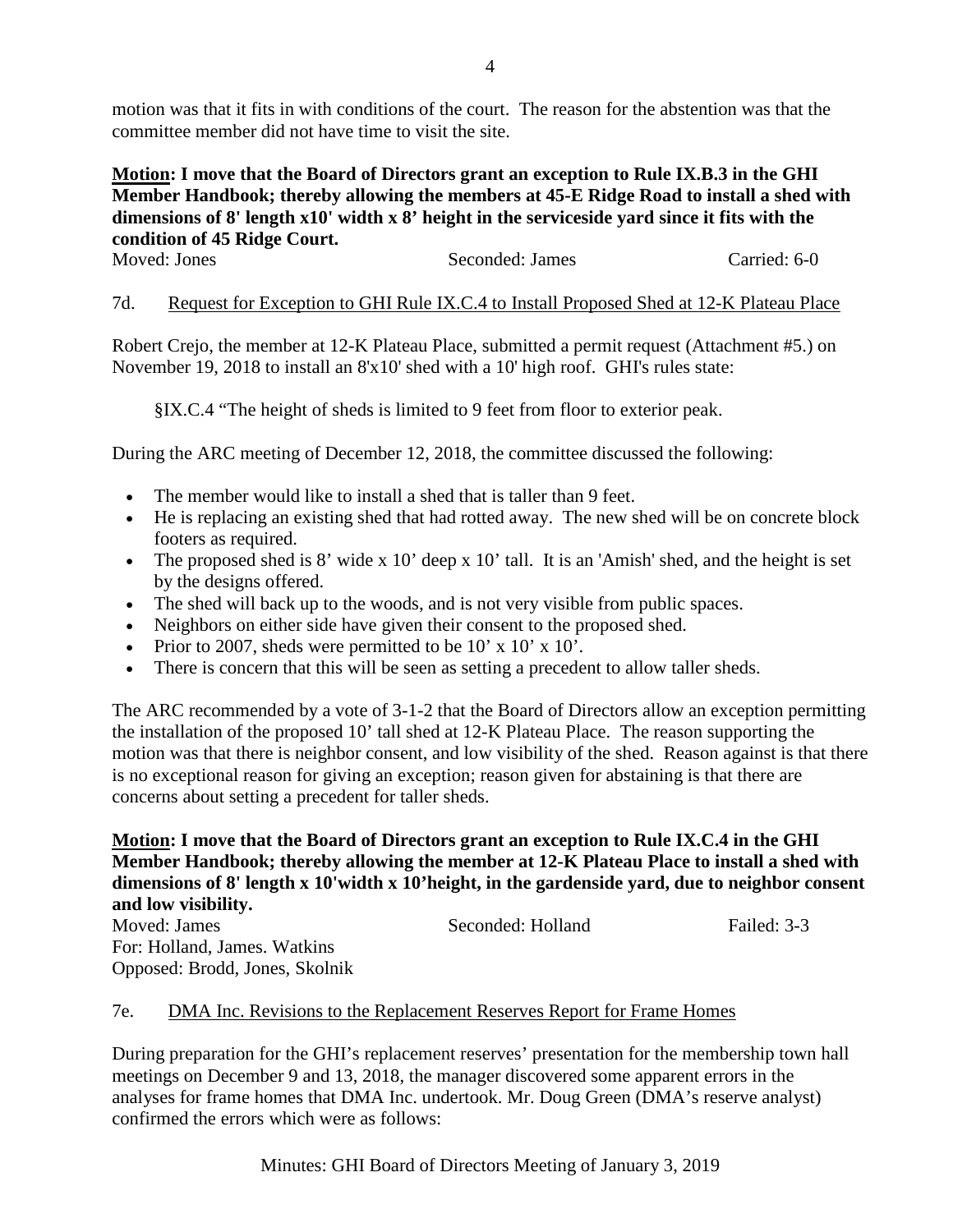motion was that it fits in with conditions of the court. The reason for the abstention was that the committee member did not have time to visit the site.

**Motion: I move that the Board of Directors grant an exception to Rule IX.B.3 in the GHI Member Handbook; thereby allowing the members at 45-E Ridge Road to install a shed with dimensions of 8' length x10' width x 8' height in the serviceside yard since it fits with the condition of 45 Ridge Court.**

Moved: Jones Seconded: James Carried: 6-0

7d. Request for Exception to GHI Rule IX.C.4 to Install Proposed Shed at 12-K Plateau Place

Robert Crejo, the member at 12-K Plateau Place, submitted a permit request (Attachment #5.) on November 19, 2018 to install an 8'x10' shed with a 10' high roof. GHI's rules state:

§IX.C.4 "The height of sheds is limited to 9 feet from floor to exterior peak.

During the ARC meeting of December 12, 2018, the committee discussed the following:

- The member would like to install a shed that is taller than 9 feet.
- He is replacing an existing shed that had rotted away. The new shed will be on concrete block footers as required.
- The proposed shed is 8' wide x 10' deep x 10' tall. It is an 'Amish' shed, and the height is set by the designs offered.
- The shed will back up to the woods, and is not very visible from public spaces.
- Neighbors on either side have given their consent to the proposed shed.
- Prior to 2007, sheds were permitted to be 10' x 10' x 10'.
- There is concern that this will be seen as setting a precedent to allow taller sheds.

The ARC recommended by a vote of 3-1-2 that the Board of Directors allow an exception permitting the installation of the proposed 10' tall shed at 12-K Plateau Place. The reason supporting the motion was that there is neighbor consent, and low visibility of the shed. Reason against is that there is no exceptional reason for giving an exception; reason given for abstaining is that there are concerns about setting a precedent for taller sheds.

**Motion: I move that the Board of Directors grant an exception to Rule IX.C.4 in the GHI Member Handbook; thereby allowing the member at 12-K Plateau Place to install a shed with dimensions of 8' length x 10'width x 10'height, in the gardenside yard, due to neighbor consent and low visibility.**

Moved: James Seconded: Holland Failed: 3-3
For: Holland, James. Watkins
Opposed: Brodd, Jones, Skolnik

7e. DMA Inc. Revisions to the Replacement Reserves Report for Frame Homes

During preparation for the GHI's replacement reserves' presentation for the membership town hall meetings on December 9 and 13, 2018, the manager discovered some apparent errors in the analyses for frame homes that DMA Inc. undertook. Mr. Doug Green (DMA's reserve analyst) confirmed the errors which were as follows: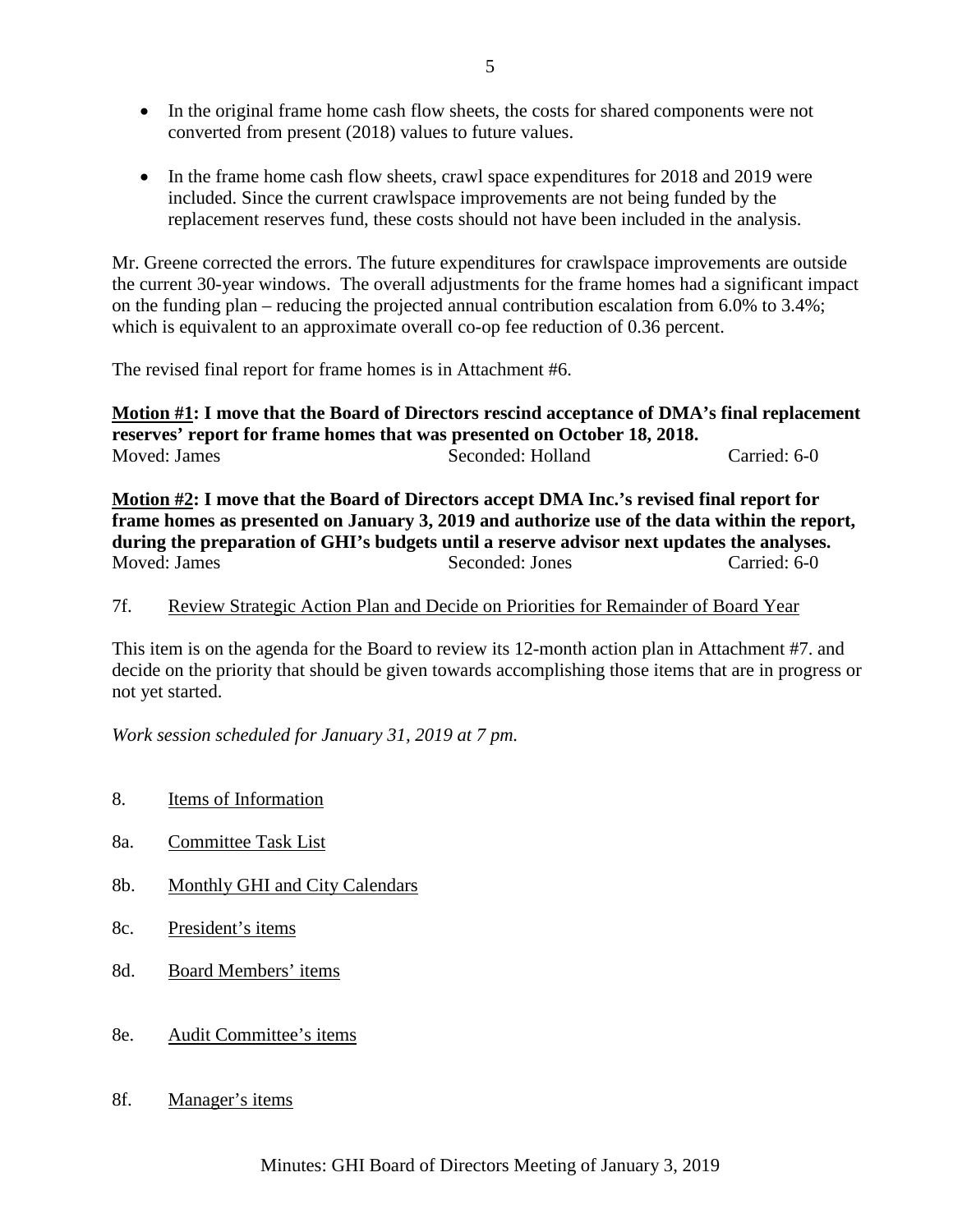- In the original frame home cash flow sheets, the costs for shared components were not converted from present (2018) values to future values.

- In the frame home cash flow sheets, crawl space expenditures for 2018 and 2019 were included. Since the current crawlspace improvements are not being funded by the replacement reserves fund, these costs should not have been included in the analysis.

Mr. Greene corrected the errors. The future expenditures for crawlspace improvements are outside the current 30-year windows. The overall adjustments for the frame homes had a significant impact on the funding plan – reducing the projected annual contribution escalation from 6.0% to 3.4%; which is equivalent to an approximate overall co-op fee reduction of 0.36 percent.

The revised final report for frame homes is in Attachment #6.

**<u>Motion #1</u>: I move that the Board of Directors rescind acceptance of DMA's final replacement reserves' report for frame homes that was presented on October 18, 2018.**

Moved: James  Seconded: Holland  Carried: 6-0

**<u>Motion #2</u>: I move that the Board of Directors accept DMA Inc.'s revised final report for frame homes as presented on January 3, 2019 and authorize use of the data within the report, during the preparation of GHI's budgets until a reserve advisor next updates the analyses.**

Moved: James  Seconded: Jones  Carried: 6-0

7f. <u>Review Strategic Action Plan and Decide on Priorities for Remainder of Board Year</u>

This item is on the agenda for the Board to review its 12-month action plan in Attachment #7. and decide on the priority that should be given towards accomplishing those items that are in progress or not yet started.

*Work session scheduled for January 31, 2019 at 7 pm.*

8. <u>Items of Information</u>

8a. <u>Committee Task List</u>

8b. <u>Monthly GHI and City Calendars</u>

8c. <u>President's items</u>

8d. <u>Board Members' items</u>

8e. <u>Audit Committee's items</u>

8f. <u>Manager's items</u>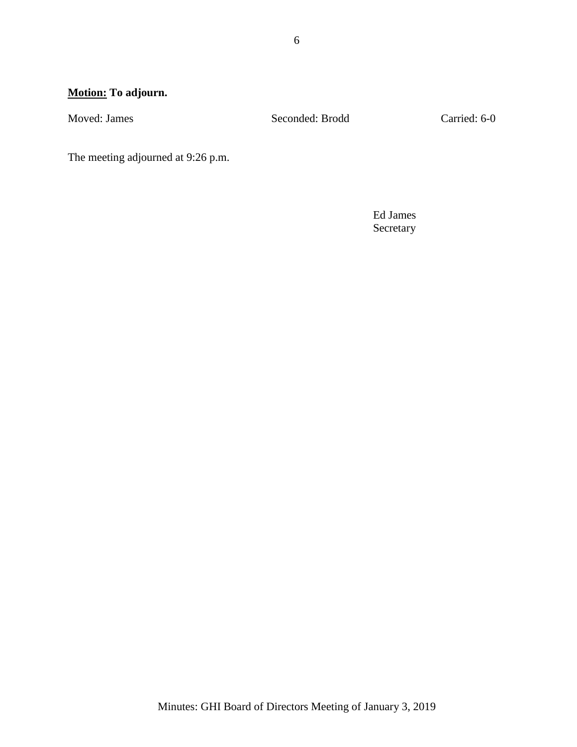**<u>Motion:</u> To adjourn.**

Moved: James Seconded: Brodd Carried: 6-0

The meeting adjourned at 9:26 p.m.

Ed James
Secretary